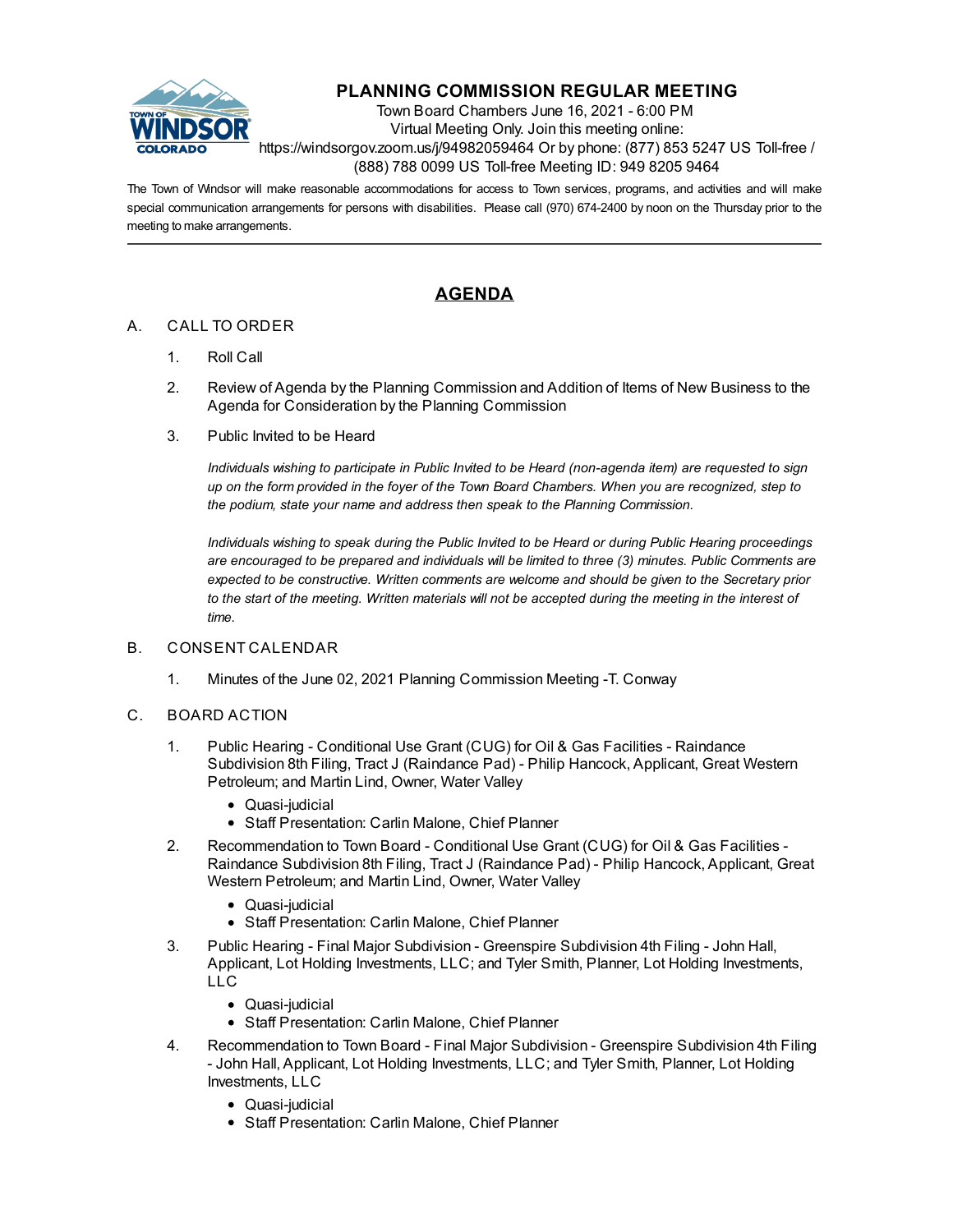# PLANNING COMMISSION REGULAR MEETING

Town Board Chambers June 16, 2021 - 6:00 PM
Virtual Meeting Only. Join this meeting online:
https://windsorgov.zoom.us/j/94982059464 Or by phone: (877) 853 5247 US Toll-free / (888) 788 0099 US Toll-free Meeting ID: 949 8205 9464

The Town of Windsor will make reasonable accommodations for access to Town services, programs, and activities and will make special communication arrangements for persons with disabilities. Please call (970) 674-2400 by noon on the Thursday prior to the meeting to make arrangements.

---

## AGENDA

A. CALL TO ORDER

1. Roll Call
2. Review of Agenda by the Planning Commission and Addition of Items of New Business to the Agenda for Consideration by the Planning Commission
3. Public Invited to be Heard

   *Individuals wishing to participate in Public Invited to be Heard (non-agenda item) are requested to sign up on the form provided in the foyer of the Town Board Chambers. When you are recognized, step to the podium, state your name and address then speak to the Planning Commission.*

   *Individuals wishing to speak during the Public Invited to be Heard or during Public Hearing proceedings are encouraged to be prepared and individuals will be limited to three (3) minutes. Public Comments are expected to be constructive. Written comments are welcome and should be given to the Secretary prior to the start of the meeting. Written materials will not be accepted during the meeting in the interest of time.*

B. CONSENT CALENDAR

1. Minutes of the June 02, 2021 Planning Commission Meeting -T. Conway

C. BOARD ACTION

1. Public Hearing - Conditional Use Grant (CUG) for Oil & Gas Facilities - Raindance Subdivision 8th Filing, Tract J (Raindance Pad) - Philip Hancock, Applicant, Great Western Petroleum; and Martin Lind, Owner, Water Valley
   - Quasi-judicial
   - Staff Presentation: Carlin Malone, Chief Planner
2. Recommendation to Town Board - Conditional Use Grant (CUG) for Oil & Gas Facilities - Raindance Subdivision 8th Filing, Tract J (Raindance Pad) - Philip Hancock, Applicant, Great Western Petroleum; and Martin Lind, Owner, Water Valley
   - Quasi-judicial
   - Staff Presentation: Carlin Malone, Chief Planner
3. Public Hearing - Final Major Subdivision - Greenspire Subdivision 4th Filing - John Hall, Applicant, Lot Holding Investments, LLC; and Tyler Smith, Planner, Lot Holding Investments, LLC
   - Quasi-judicial
   - Staff Presentation: Carlin Malone, Chief Planner
4. Recommendation to Town Board - Final Major Subdivision - Greenspire Subdivision 4th Filing - John Hall, Applicant, Lot Holding Investments, LLC; and Tyler Smith, Planner, Lot Holding Investments, LLC
   - Quasi-judicial
   - Staff Presentation: Carlin Malone, Chief Planner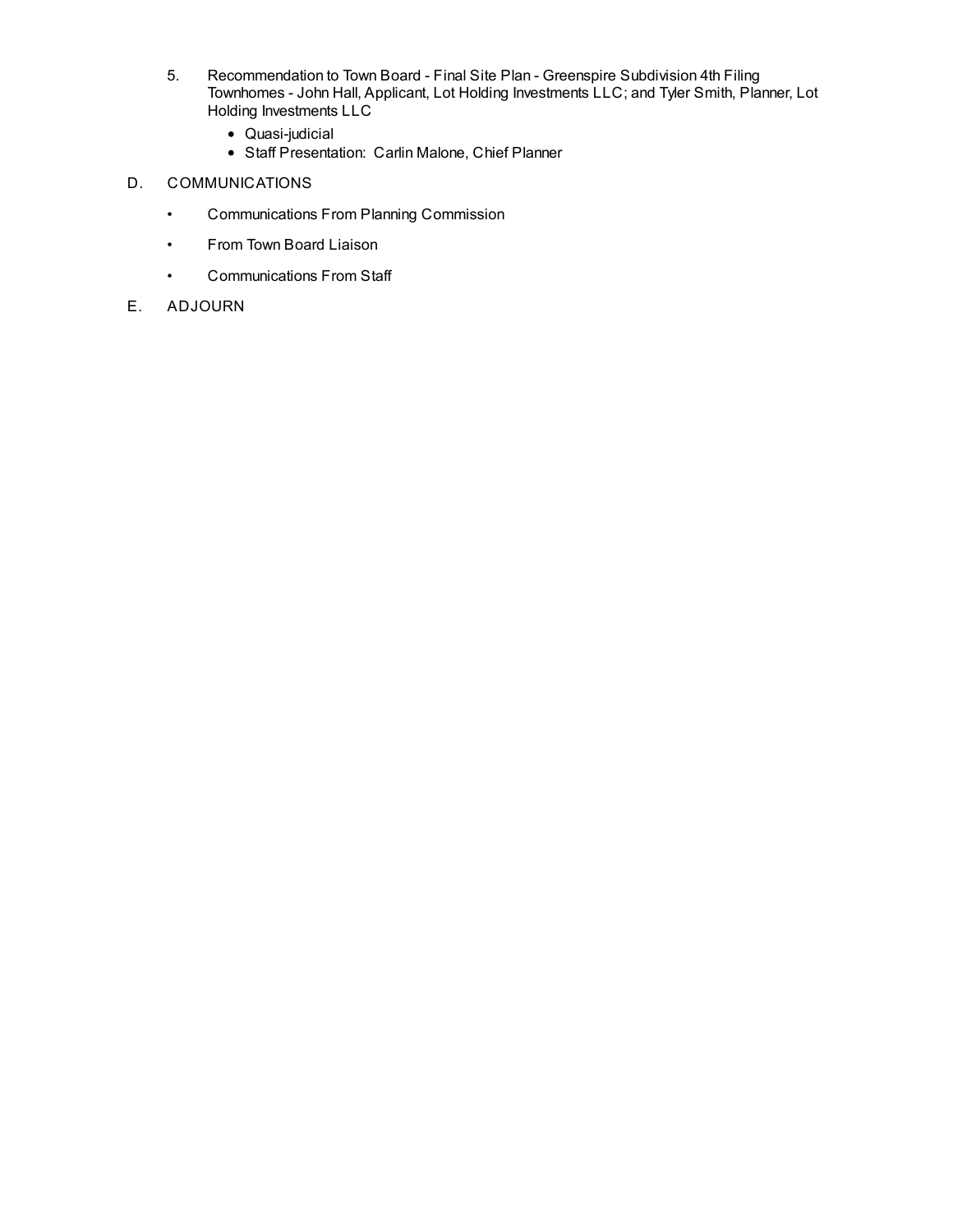5. Recommendation to Town Board - Final Site Plan - Greenspire Subdivision 4th Filing Townhomes - John Hall, Applicant, Lot Holding Investments LLC; and Tyler Smith, Planner, Lot Holding Investments LLC
   - Quasi-judicial
   - Staff Presentation: Carlin Malone, Chief Planner

D. COMMUNICATIONS

- Communications From Planning Commission
- From Town Board Liaison
- Communications From Staff

E. ADJOURN